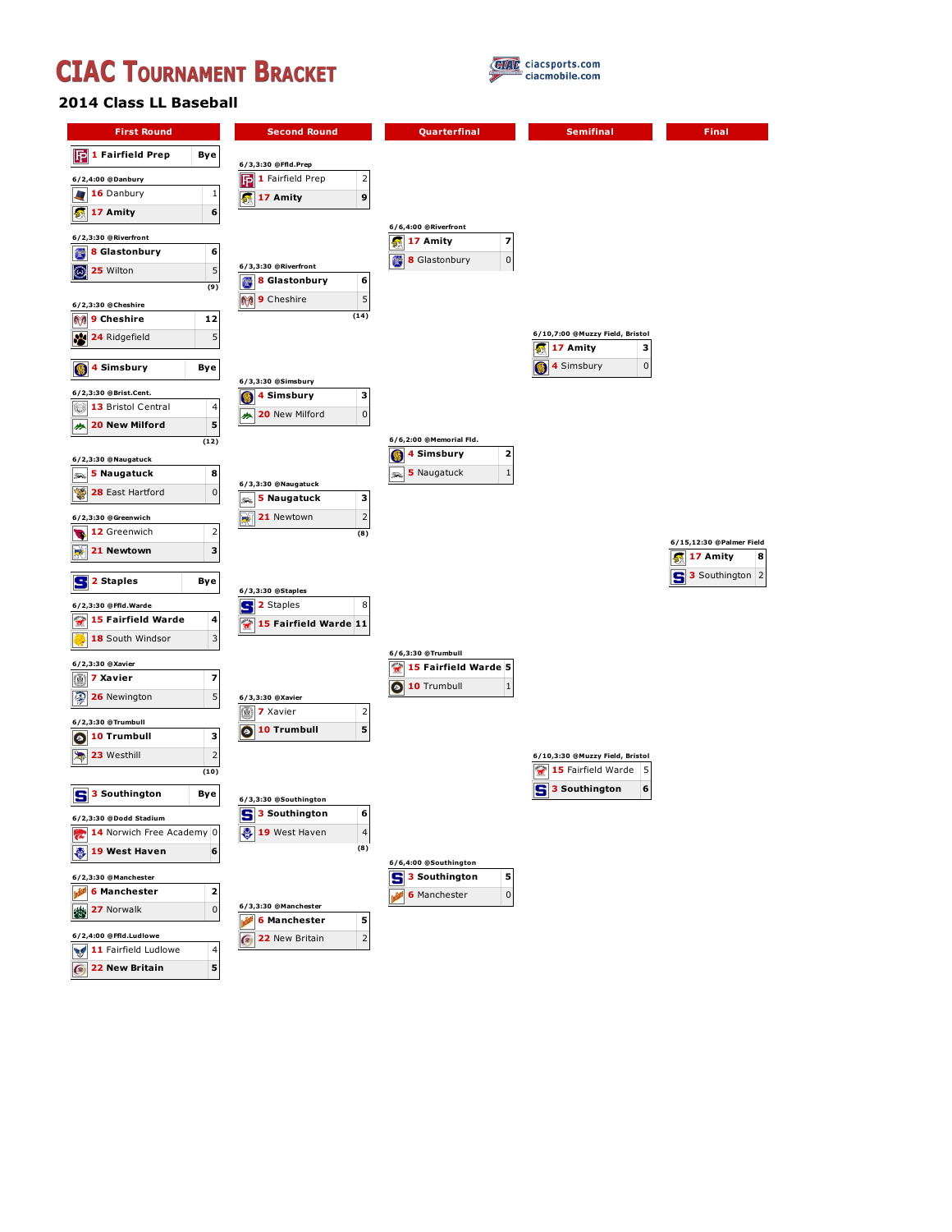# CIAC Tournament Bracket

ciacsports.com
ciacmobile.com

## 2014 Class LL Baseball

### First Round

| Game | Team | Score |
|---|---|---|
| | 1 Fairfield Prep | Bye |
| 6/2,4:00 @Danbury | 16 Danbury | 1 |
| | 17 Amity | 6 |
| 6/2,3:30 @Riverfront | 8 Glastonbury | 6 |
| | 25 Wilton | 5 |
| | (9) | |
| 6/2,3:30 @Cheshire | 9 Cheshire | 12 |
| | 24 Ridgefield | 5 |
| | 4 Simsbury | Bye |
| 6/2,3:30 @Brist.Cent. | 13 Bristol Central | 4 |
| | 20 New Milford | 5 |
| | (12) | |
| 6/2,3:30 @Naugatuck | 5 Naugatuck | 8 |
| | 28 East Hartford | 0 |
| 6/2,3:30 @Greenwich | 12 Greenwich | 2 |
| | 21 Newtown | 3 |
| | 2 Staples | Bye |
| 6/2,3:30 @Ffld.Warde | 15 Fairfield Warde | 4 |
| | 18 South Windsor | 3 |
| 6/2,3:30 @Xavier | 7 Xavier | 7 |
| | 26 Newington | 5 |
| 6/2,3:30 @Trumbull | 10 Trumbull | 3 |
| | 23 Westhill | 2 |
| | (10) | |
| | 3 Southington | Bye |
| 6/2,3:30 @Dodd Stadium | 14 Norwich Free Academy | 0 |
| | 19 West Haven | 6 |
| 6/2,3:30 @Manchester | 6 Manchester | 2 |
| | 27 Norwalk | 0 |
| 6/2,4:00 @Ffld.Ludlowe | 11 Fairfield Ludlowe | 4 |
| | 22 New Britain | 5 |

### Second Round

| Game | Team | Score |
|---|---|---|
| 6/3,3:30 @Ffld.Prep | 1 Fairfield Prep | 2 |
| | 17 Amity | 9 |
| 6/3,3:30 @Riverfront | 8 Glastonbury | 6 |
| | 9 Cheshire | 5 |
| | (14) | |
| 6/3,3:30 @Simsbury | 4 Simsbury | 3 |
| | 20 New Milford | 0 |
| 6/3,3:30 @Naugatuck | 5 Naugatuck | 3 |
| | 21 Newtown | 2 |
| | (8) | |
| 6/3,3:30 @Staples | 2 Staples | 8 |
| | 15 Fairfield Warde | 11 |
| 6/3,3:30 @Xavier | 7 Xavier | 2 |
| | 10 Trumbull | 5 |
| 6/3,3:30 @Southington | 3 Southington | 6 |
| | 19 West Haven | 4 |
| | (8) | |
| 6/3,3:30 @Manchester | 6 Manchester | 5 |
| | 22 New Britain | 2 |

### Quarterfinal

| Game | Team | Score |
|---|---|---|
| 6/6,4:00 @Riverfront | 17 Amity | 7 |
| | 8 Glastonbury | 0 |
| 6/6,2:00 @Memorial Fld. | 4 Simsbury | 2 |
| | 5 Naugatuck | 1 |
| 6/6,3:30 @Trumbull | 15 Fairfield Warde | 5 |
| | 10 Trumbull | 1 |
| 6/6,4:00 @Southington | 3 Southington | 5 |
| | 6 Manchester | 0 |

### Semifinal

| Game | Team | Score |
|---|---|---|
| 6/10,7:00 @Muzzy Field, Bristol | 17 Amity | 3 |
| | 4 Simsbury | 0 |
| 6/10,3:30 @Muzzy Field, Bristol | 15 Fairfield Warde | 5 |
| | 3 Southington | 6 |

### Final

| Game | Team | Score |
|---|---|---|
| 6/15,12:30 @Palmer Field | 17 Amity | 8 |
| | 3 Southington | 2 |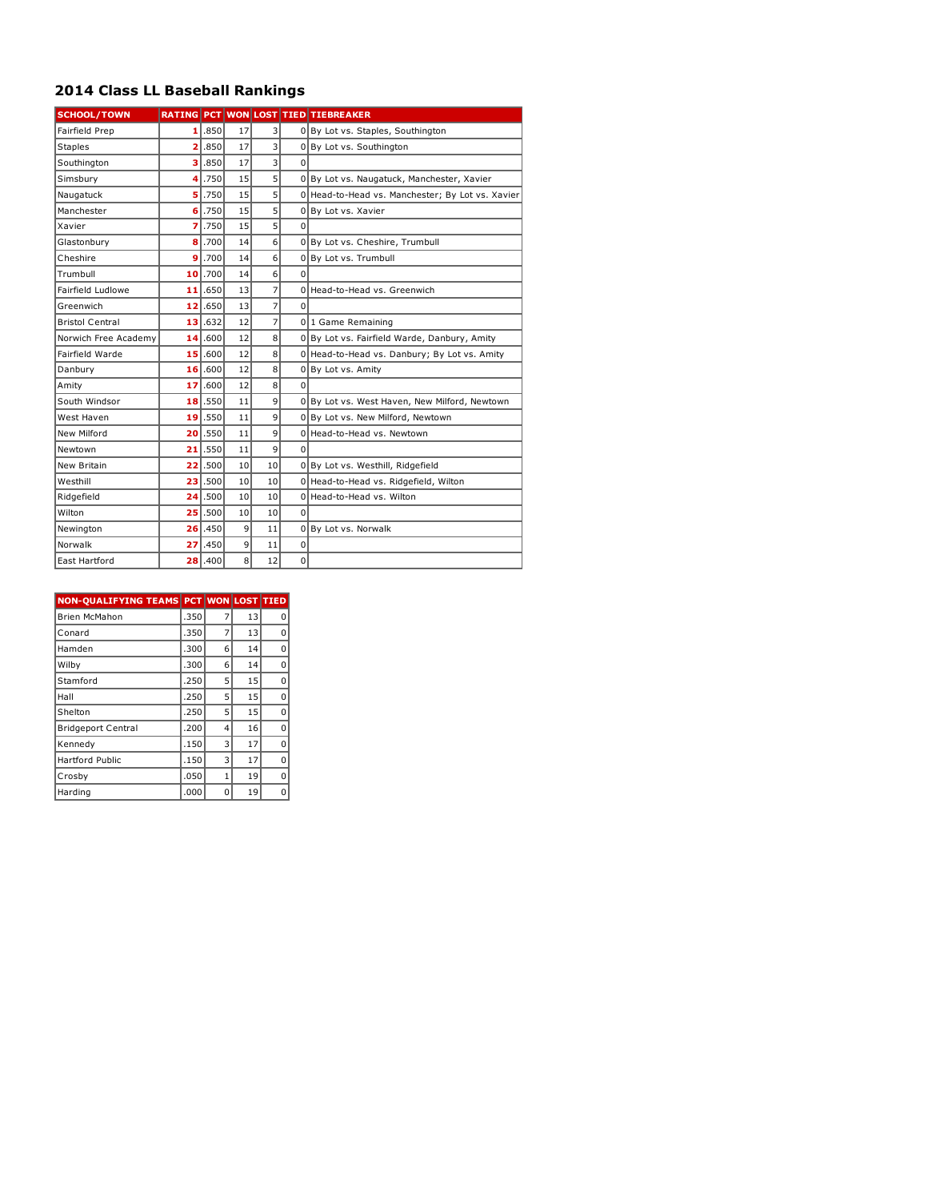## 2014 Class LL Baseball Rankings

| SCHOOL/TOWN | RATING | PCT | WON | LOST | TIED | TIEBREAKER |
|---|---|---|---|---|---|---|
| Fairfield Prep | 1 | .850 | 17 | 3 | 0 | By Lot vs. Staples, Southington |
| Staples | 2 | .850 | 17 | 3 | 0 | By Lot vs. Southington |
| Southington | 3 | .850 | 17 | 3 | 0 | |
| Simsbury | 4 | .750 | 15 | 5 | 0 | By Lot vs. Naugatuck, Manchester, Xavier |
| Naugatuck | 5 | .750 | 15 | 5 | 0 | Head-to-Head vs. Manchester; By Lot vs. Xavier |
| Manchester | 6 | .750 | 15 | 5 | 0 | By Lot vs. Xavier |
| Xavier | 7 | .750 | 15 | 5 | 0 | |
| Glastonbury | 8 | .700 | 14 | 6 | 0 | By Lot vs. Cheshire, Trumbull |
| Cheshire | 9 | .700 | 14 | 6 | 0 | By Lot vs. Trumbull |
| Trumbull | 10 | .700 | 14 | 6 | 0 | |
| Fairfield Ludlowe | 11 | .650 | 13 | 7 | 0 | Head-to-Head vs. Greenwich |
| Greenwich | 12 | .650 | 13 | 7 | 0 | |
| Bristol Central | 13 | .632 | 12 | 7 | 0 | 1 Game Remaining |
| Norwich Free Academy | 14 | .600 | 12 | 8 | 0 | By Lot vs. Fairfield Warde, Danbury, Amity |
| Fairfield Warde | 15 | .600 | 12 | 8 | 0 | Head-to-Head vs. Danbury; By Lot vs. Amity |
| Danbury | 16 | .600 | 12 | 8 | 0 | By Lot vs. Amity |
| Amity | 17 | .600 | 12 | 8 | 0 | |
| South Windsor | 18 | .550 | 11 | 9 | 0 | By Lot vs. West Haven, New Milford, Newtown |
| West Haven | 19 | .550 | 11 | 9 | 0 | By Lot vs. New Milford, Newtown |
| New Milford | 20 | .550 | 11 | 9 | 0 | Head-to-Head vs. Newtown |
| Newtown | 21 | .550 | 11 | 9 | 0 | |
| New Britain | 22 | .500 | 10 | 10 | 0 | By Lot vs. Westhill, Ridgefield |
| Westhill | 23 | .500 | 10 | 10 | 0 | Head-to-Head vs. Ridgefield, Wilton |
| Ridgefield | 24 | .500 | 10 | 10 | 0 | Head-to-Head vs. Wilton |
| Wilton | 25 | .500 | 10 | 10 | 0 | |
| Newington | 26 | .450 | 9 | 11 | 0 | By Lot vs. Norwalk |
| Norwalk | 27 | .450 | 9 | 11 | 0 | |
| East Hartford | 28 | .400 | 8 | 12 | 0 | |

| NON-QUALIFYING TEAMS | PCT | WON | LOST | TIED |
|---|---|---|---|---|
| Brien McMahon | .350 | 7 | 13 | 0 |
| Conard | .350 | 7 | 13 | 0 |
| Hamden | .300 | 6 | 14 | 0 |
| Wilby | .300 | 6 | 14 | 0 |
| Stamford | .250 | 5 | 15 | 0 |
| Hall | .250 | 5 | 15 | 0 |
| Shelton | .250 | 5 | 15 | 0 |
| Bridgeport Central | .200 | 4 | 16 | 0 |
| Kennedy | .150 | 3 | 17 | 0 |
| Hartford Public | .150 | 3 | 17 | 0 |
| Crosby | .050 | 1 | 19 | 0 |
| Harding | .000 | 0 | 19 | 0 |